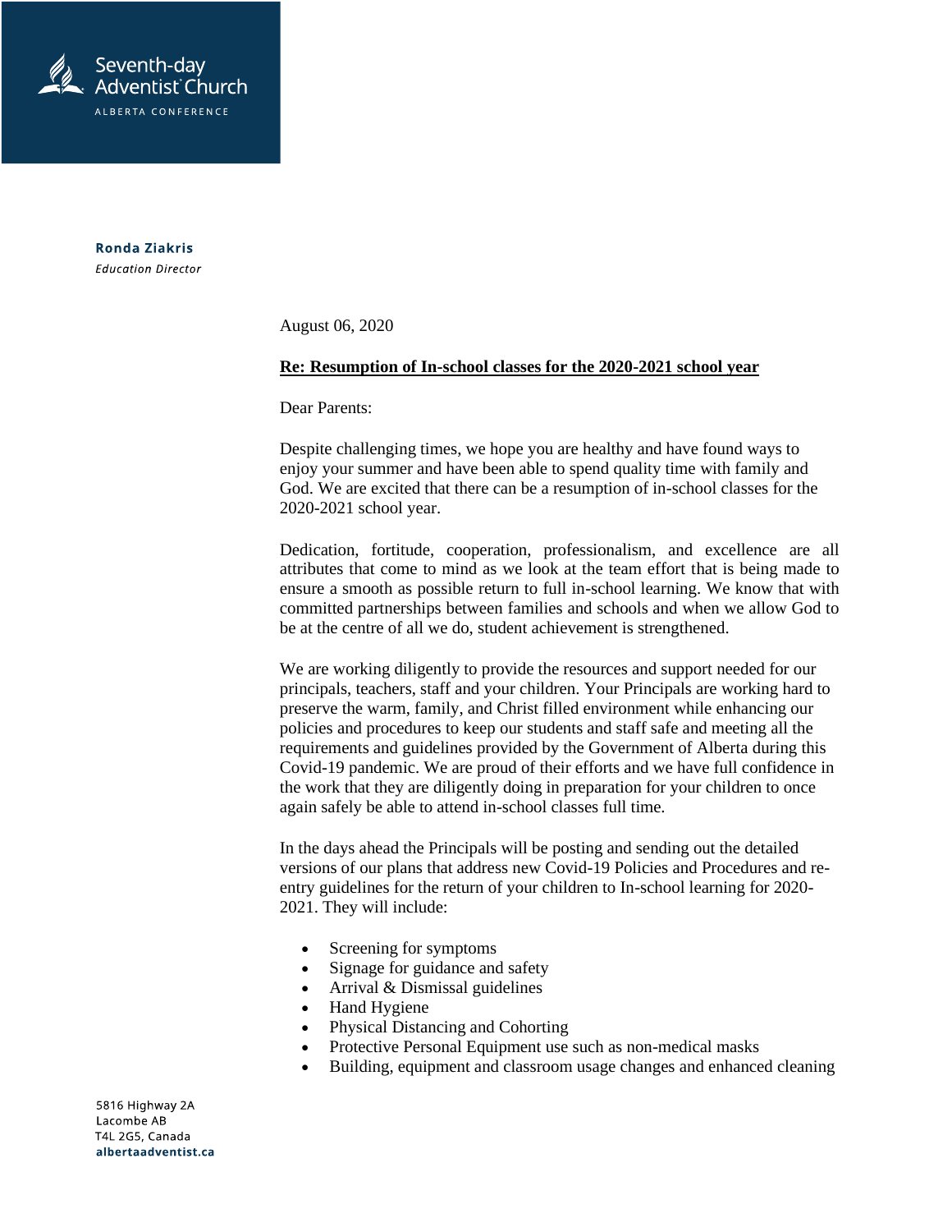Seventh-day Adventist Church
ALBERTA CONFERENCE

**Ronda Ziakris**
*Education Director*

August 06, 2020

**Re: Resumption of In-school classes for the 2020-2021 school year**

Dear Parents:

Despite challenging times, we hope you are healthy and have found ways to enjoy your summer and have been able to spend quality time with family and God. We are excited that there can be a resumption of in-school classes for the 2020-2021 school year.

Dedication, fortitude, cooperation, professionalism, and excellence are all attributes that come to mind as we look at the team effort that is being made to ensure a smooth as possible return to full in-school learning. We know that with committed partnerships between families and schools and when we allow God to be at the centre of all we do, student achievement is strengthened.

We are working diligently to provide the resources and support needed for our principals, teachers, staff and your children. Your Principals are working hard to preserve the warm, family, and Christ filled environment while enhancing our policies and procedures to keep our students and staff safe and meeting all the requirements and guidelines provided by the Government of Alberta during this Covid-19 pandemic. We are proud of their efforts and we have full confidence in the work that they are diligently doing in preparation for your children to once again safely be able to attend in-school classes full time.

In the days ahead the Principals will be posting and sending out the detailed versions of our plans that address new Covid-19 Policies and Procedures and re-entry guidelines for the return of your children to In-school learning for 2020-2021. They will include:

- Screening for symptoms
- Signage for guidance and safety
- Arrival & Dismissal guidelines
- Hand Hygiene
- Physical Distancing and Cohorting
- Protective Personal Equipment use such as non-medical masks
- Building, equipment and classroom usage changes and enhanced cleaning

5816 Highway 2A
Lacombe AB
T4L 2G5, Canada
albertaadventist.ca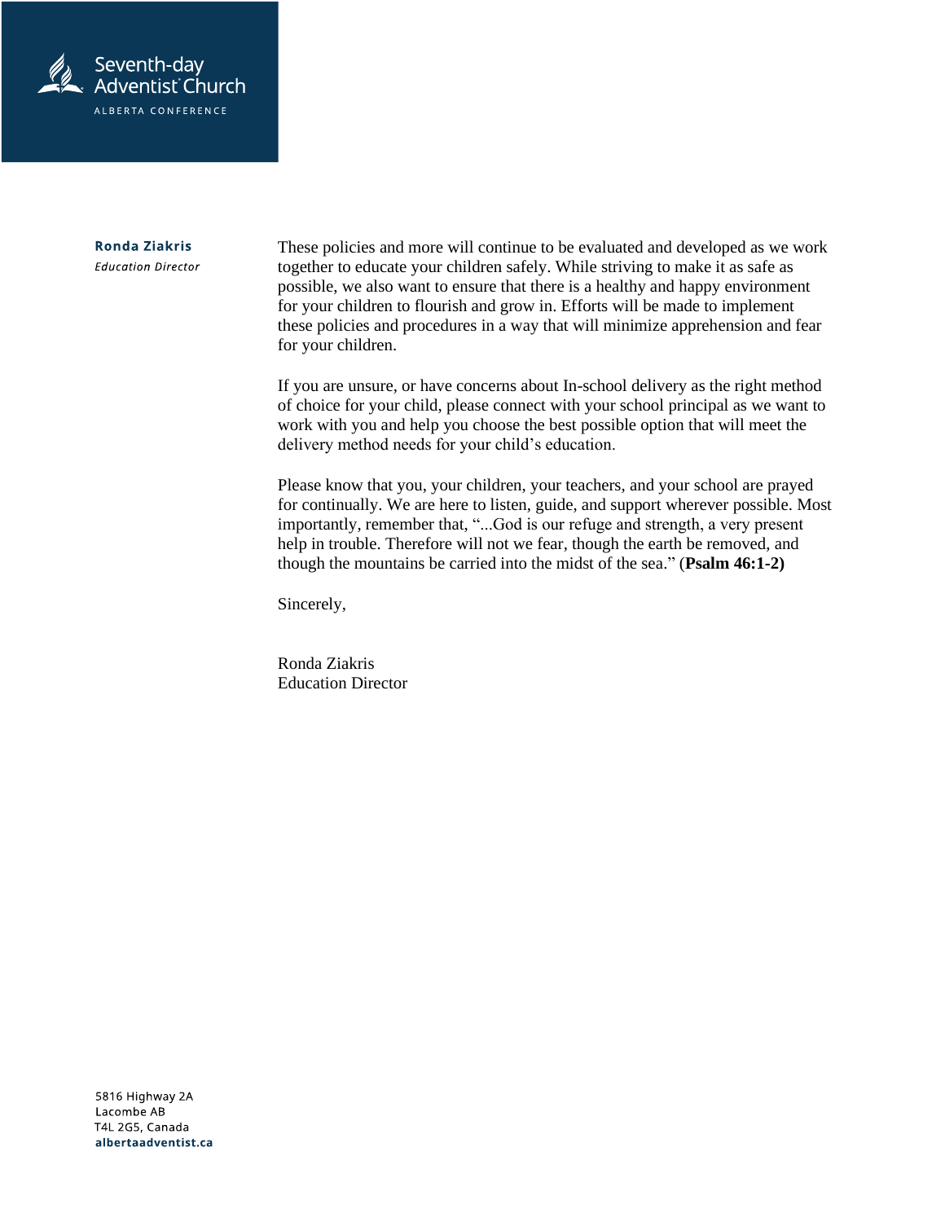**Ronda Ziakris**
*Education Director*

These policies and more will continue to be evaluated and developed as we work together to educate your children safely. While striving to make it as safe as possible, we also want to ensure that there is a healthy and happy environment for your children to flourish and grow in. Efforts will be made to implement these policies and procedures in a way that will minimize apprehension and fear for your children.

If you are unsure, or have concerns about In-school delivery as the right method of choice for your child, please connect with your school principal as we want to work with you and help you choose the best possible option that will meet the delivery method needs for your child's education.

Please know that you, your children, your teachers, and your school are prayed for continually. We are here to listen, guide, and support wherever possible. Most importantly, remember that, "...God is our refuge and strength, a very present help in trouble. Therefore will not we fear, though the earth be removed, and though the mountains be carried into the midst of the sea." (**Psalm 46:1-2)**

Sincerely,

Ronda Ziakris
Education Director

5816 Highway 2A
Lacombe AB
T4L 2G5, Canada
**albertaadventist.ca**